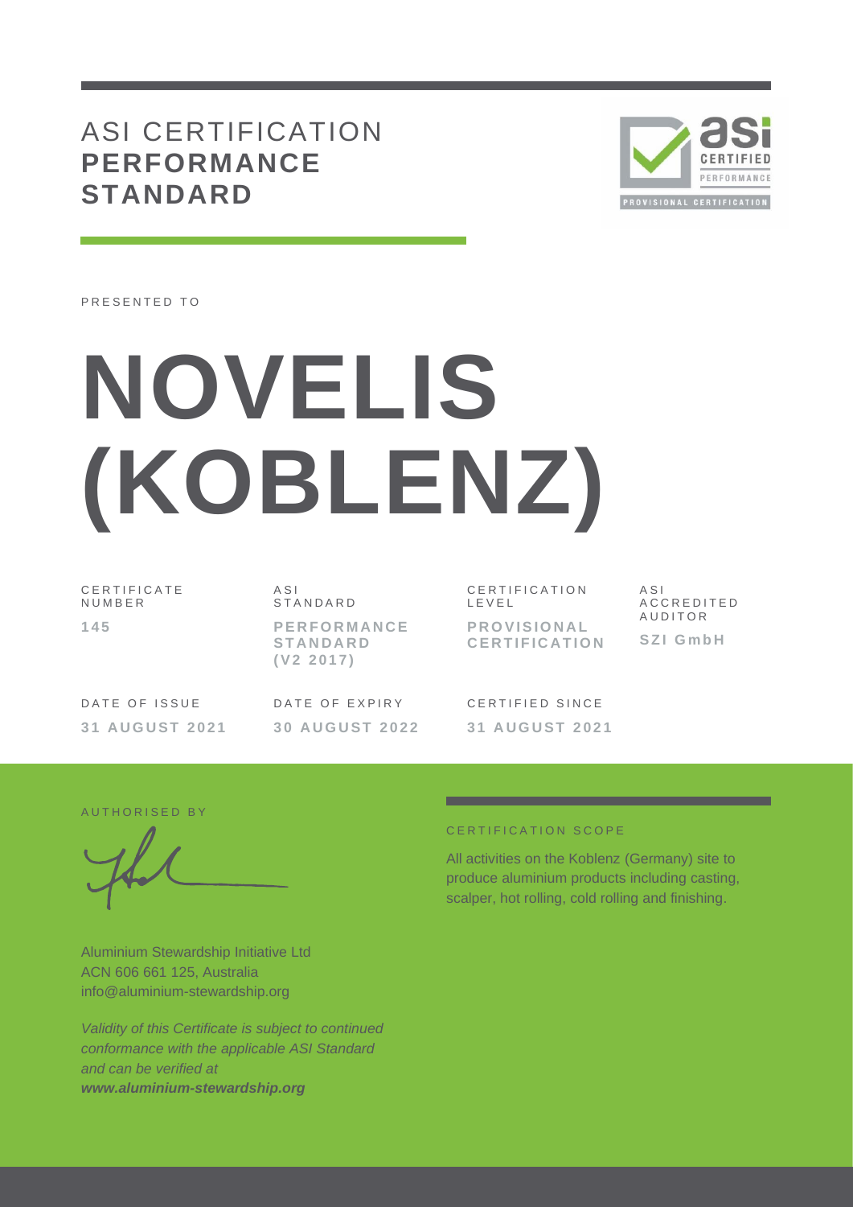# ASI CERTIFICATION **PERFORMANCE STANDARD**

PRESENTED TO

# NOVELIS (KOBLENZ)

| CERTIFICATE NUMBER | ASI STANDARD | CERTIFICATION LEVEL | ASI ACCREDITED AUDITOR |
|---|---|---|---|
| **145** | **PERFORMANCE STANDARD (V2 2017)** | **PROVISIONAL CERTIFICATION** | **SZI GmbH** |

| DATE OF ISSUE | DATE OF EXPIRY | CERTIFIED SINCE |
|---|---|---|
| **31 AUGUST 2021** | **30 AUGUST 2022** | **31 AUGUST 2021** |

AUTHORISED BY

Aluminium Stewardship Initiative Ltd
ACN 606 661 125, Australia
info@aluminium-stewardship.org

*Validity of this Certificate is subject to continued conformance with the applicable ASI Standard and can be verified at* ***www.aluminium-stewardship.org***

CERTIFICATION SCOPE

All activities on the Koblenz (Germany) site to produce aluminium products including casting, scalper, hot rolling, cold rolling and finishing.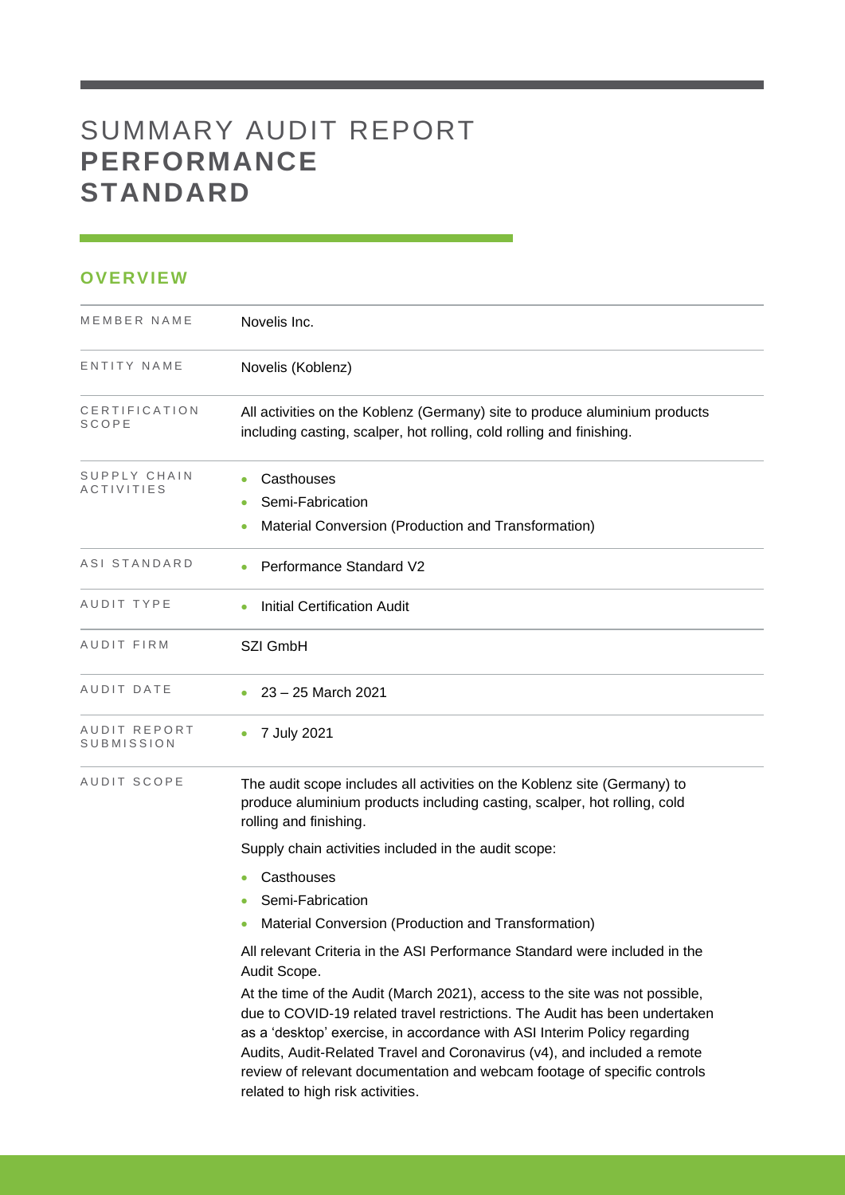# SUMMARY AUDIT REPORT **PERFORMANCE STANDARD**

## OVERVIEW

| | |
|---|---|
| MEMBER NAME | Novelis Inc. |
| ENTITY NAME | Novelis (Koblenz) |
| CERTIFICATION SCOPE | All activities on the Koblenz (Germany) site to produce aluminium products including casting, scalper, hot rolling, cold rolling and finishing. |
| SUPPLY CHAIN ACTIVITIES | • Casthouses<br>• Semi-Fabrication<br>• Material Conversion (Production and Transformation) |
| ASI STANDARD | • Performance Standard V2 |
| AUDIT TYPE | • Initial Certification Audit |
| AUDIT FIRM | SZI GmbH |
| AUDIT DATE | • 23 – 25 March 2021 |
| AUDIT REPORT SUBMISSION | • 7 July 2021 |
| AUDIT SCOPE | The audit scope includes all activities on the Koblenz site (Germany) to produce aluminium products including casting, scalper, hot rolling, cold rolling and finishing.<br><br>Supply chain activities included in the audit scope:<br>• Casthouses<br>• Semi-Fabrication<br>• Material Conversion (Production and Transformation)<br><br>All relevant Criteria in the ASI Performance Standard were included in the Audit Scope.<br><br>At the time of the Audit (March 2021), access to the site was not possible, due to COVID-19 related travel restrictions. The Audit has been undertaken as a 'desktop' exercise, in accordance with ASI Interim Policy regarding Audits, Audit-Related Travel and Coronavirus (v4), and included a remote review of relevant documentation and webcam footage of specific controls related to high risk activities. |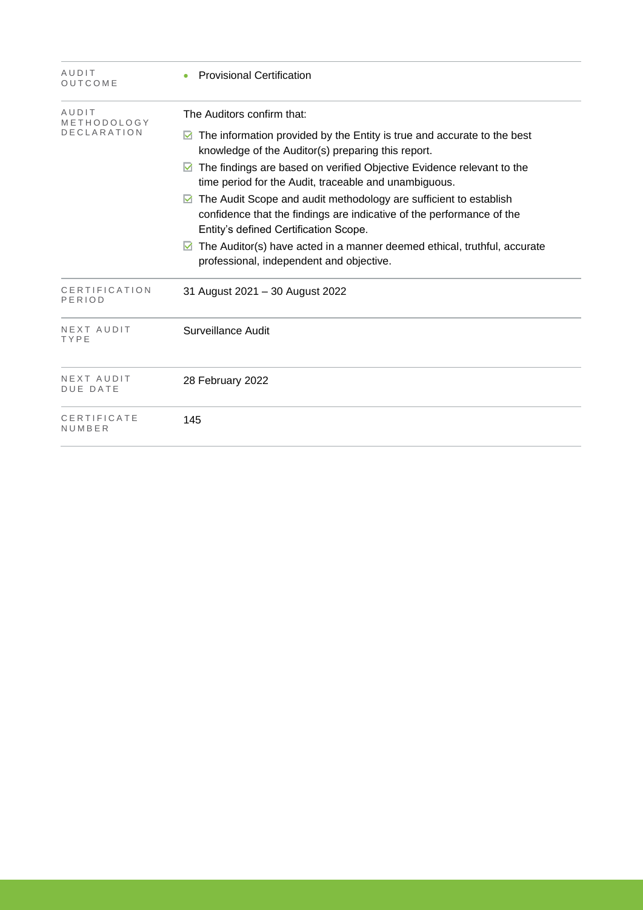| | |
|---|---|
| AUDIT OUTCOME | • Provisional Certification |
| AUDIT METHODOLOGY DECLARATION | The Auditors confirm that:<br>☑ The information provided by the Entity is true and accurate to the best knowledge of the Auditor(s) preparing this report.<br>☑ The findings are based on verified Objective Evidence relevant to the time period for the Audit, traceable and unambiguous.<br>☑ The Audit Scope and audit methodology are sufficient to establish confidence that the findings are indicative of the performance of the Entity's defined Certification Scope.<br>☑ The Auditor(s) have acted in a manner deemed ethical, truthful, accurate professional, independent and objective. |
| CERTIFICATION PERIOD | 31 August 2021 – 30 August 2022 |
| NEXT AUDIT TYPE | Surveillance Audit |
| NEXT AUDIT DUE DATE | 28 February 2022 |
| CERTIFICATE NUMBER | 145 |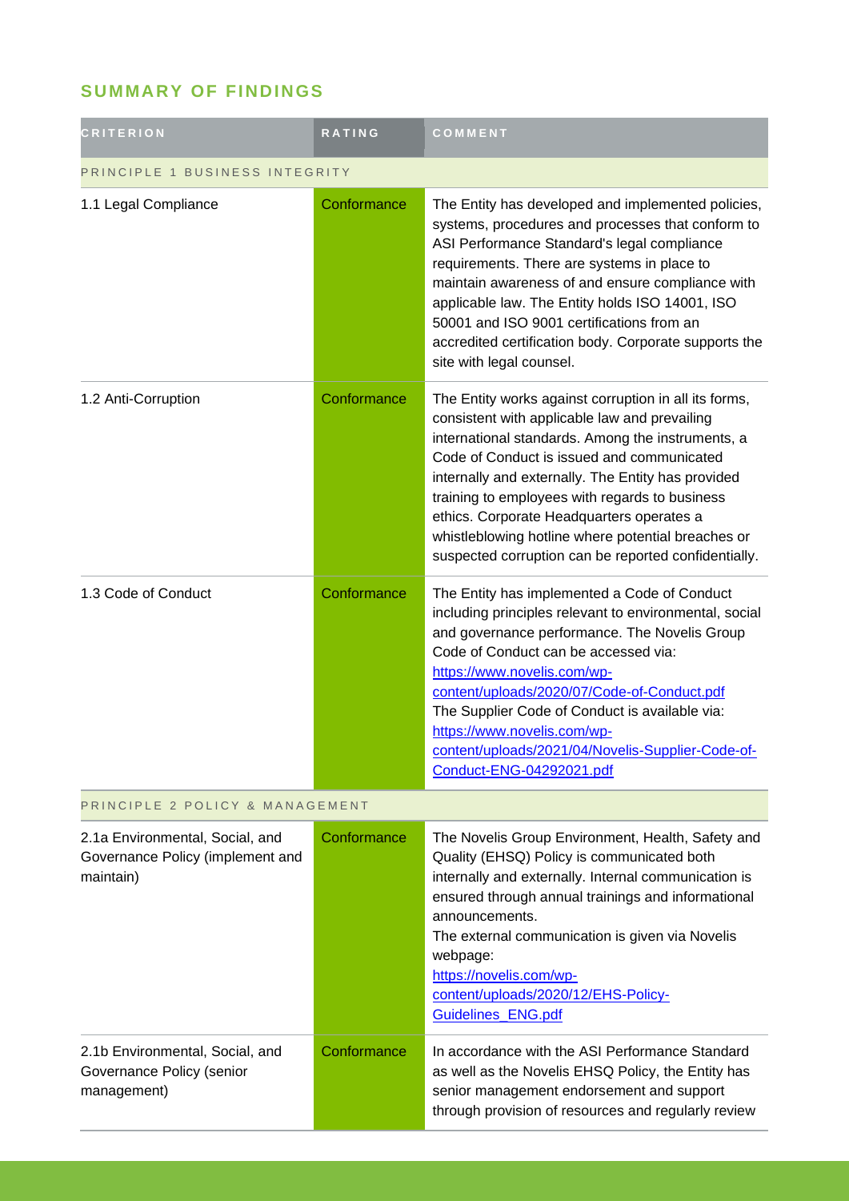## SUMMARY OF FINDINGS

| CRITERION | RATING | COMMENT |
|---|---|---|
| PRINCIPLE 1 BUSINESS INTEGRITY | | |
| 1.1 Legal Compliance | Conformance | The Entity has developed and implemented policies, systems, procedures and processes that conform to ASI Performance Standard's legal compliance requirements. There are systems in place to maintain awareness of and ensure compliance with applicable law. The Entity holds ISO 14001, ISO 50001 and ISO 9001 certifications from an accredited certification body. Corporate supports the site with legal counsel. |
| 1.2 Anti-Corruption | Conformance | The Entity works against corruption in all its forms, consistent with applicable law and prevailing international standards. Among the instruments, a Code of Conduct is issued and communicated internally and externally. The Entity has provided training to employees with regards to business ethics. Corporate Headquarters operates a whistleblowing hotline where potential breaches or suspected corruption can be reported confidentially. |
| 1.3 Code of Conduct | Conformance | The Entity has implemented a Code of Conduct including principles relevant to environmental, social and governance performance. The Novelis Group Code of Conduct can be accessed via: https://www.novelis.com/wp-content/uploads/2020/07/Code-of-Conduct.pdf The Supplier Code of Conduct is available via: https://www.novelis.com/wp-content/uploads/2021/04/Novelis-Supplier-Code-of-Conduct-ENG-04292021.pdf |
| PRINCIPLE 2 POLICY & MANAGEMENT | | |
| 2.1a Environmental, Social, and Governance Policy (implement and maintain) | Conformance | The Novelis Group Environment, Health, Safety and Quality (EHSQ) Policy is communicated both internally and externally. Internal communication is ensured through annual trainings and informational announcements. The external communication is given via Novelis webpage: https://novelis.com/wp-content/uploads/2020/12/EHS-Policy-Guidelines_ENG.pdf |
| 2.1b Environmental, Social, and Governance Policy (senior management) | Conformance | In accordance with the ASI Performance Standard as well as the Novelis EHSQ Policy, the Entity has senior management endorsement and support through provision of resources and regularly review |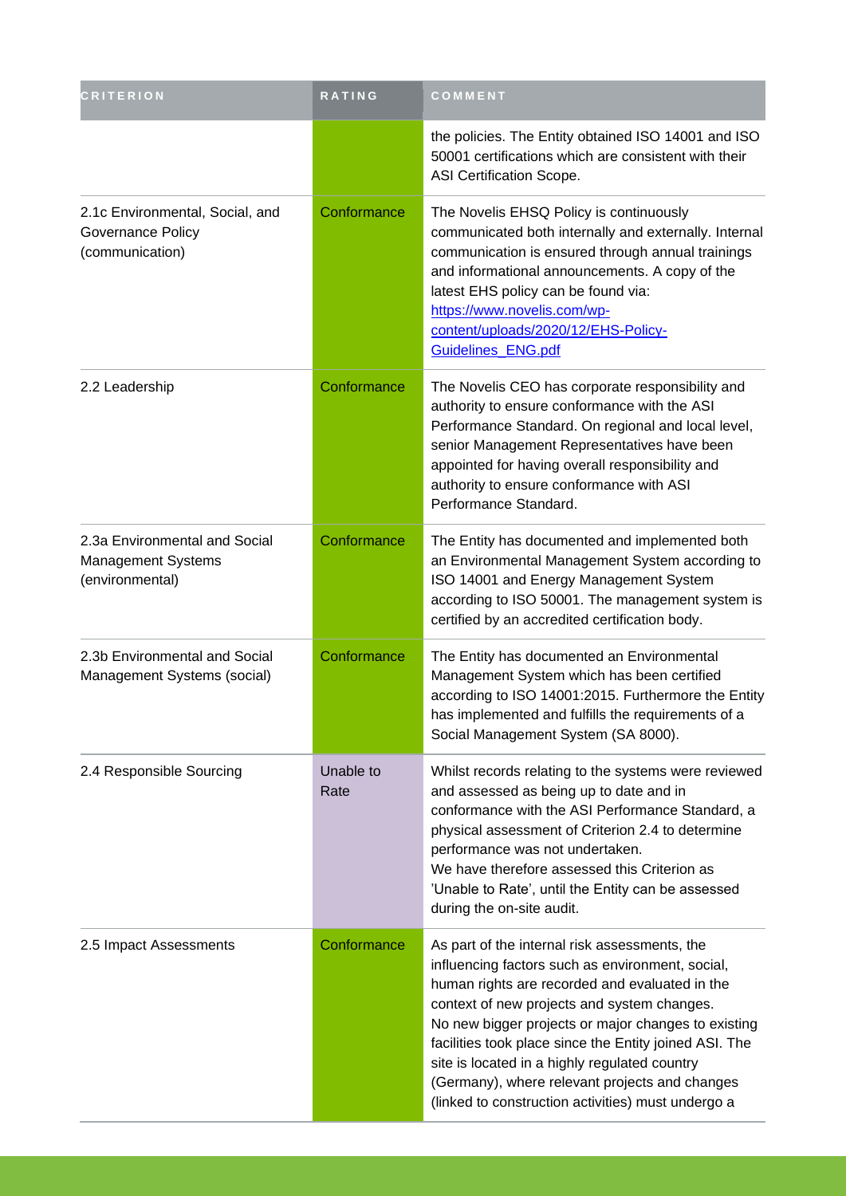| CRITERION | RATING | COMMENT |
|---|---|---|
| | | the policies. The Entity obtained ISO 14001 and ISO 50001 certifications which are consistent with their ASI Certification Scope. |
| 2.1c Environmental, Social, and Governance Policy (communication) | Conformance | The Novelis EHSQ Policy is continuously communicated both internally and externally. Internal communication is ensured through annual trainings and informational announcements. A copy of the latest EHS policy can be found via: [https://www.novelis.com/wp-content/uploads/2020/12/EHS-Policy-Guidelines_ENG.pdf](https://www.novelis.com/wp-content/uploads/2020/12/EHS-Policy-Guidelines_ENG.pdf) |
| 2.2 Leadership | Conformance | The Novelis CEO has corporate responsibility and authority to ensure conformance with the ASI Performance Standard. On regional and local level, senior Management Representatives have been appointed for having overall responsibility and authority to ensure conformance with ASI Performance Standard. |
| 2.3a Environmental and Social Management Systems (environmental) | Conformance | The Entity has documented and implemented both an Environmental Management System according to ISO 14001 and Energy Management System according to ISO 50001. The management system is certified by an accredited certification body. |
| 2.3b Environmental and Social Management Systems (social) | Conformance | The Entity has documented an Environmental Management System which has been certified according to ISO 14001:2015. Furthermore the Entity has implemented and fulfills the requirements of a Social Management System (SA 8000). |
| 2.4 Responsible Sourcing | Unable to Rate | Whilst records relating to the systems were reviewed and assessed as being up to date and in conformance with the ASI Performance Standard, a physical assessment of Criterion 2.4 to determine performance was not undertaken.<br>We have therefore assessed this Criterion as 'Unable to Rate', until the Entity can be assessed during the on-site audit. |
| 2.5 Impact Assessments | Conformance | As part of the internal risk assessments, the influencing factors such as environment, social, human rights are recorded and evaluated in the context of new projects and system changes.<br>No new bigger projects or major changes to existing facilities took place since the Entity joined ASI. The site is located in a highly regulated country (Germany), where relevant projects and changes (linked to construction activities) must undergo a |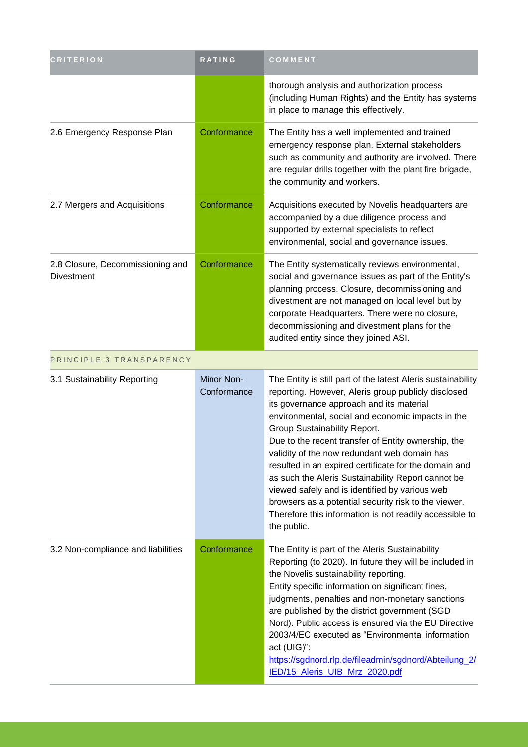| CRITERION | RATING | COMMENT |
| --- | --- | --- |
| | | thorough analysis and authorization process (including Human Rights) and the Entity has systems in place to manage this effectively. |
| 2.6 Emergency Response Plan | Conformance | The Entity has a well implemented and trained emergency response plan. External stakeholders such as community and authority are involved. There are regular drills together with the plant fire brigade, the community and workers. |
| 2.7 Mergers and Acquisitions | Conformance | Acquisitions executed by Novelis headquarters are accompanied by a due diligence process and supported by external specialists to reflect environmental, social and governance issues. |
| 2.8 Closure, Decommissioning and Divestment | Conformance | The Entity systematically reviews environmental, social and governance issues as part of the Entity's planning process. Closure, decommissioning and divestment are not managed on local level but by corporate Headquarters. There were no closure, decommissioning and divestment plans for the audited entity since they joined ASI. |
| PRINCIPLE 3 TRANSPARENCY | | |
| 3.1 Sustainability Reporting | Minor Non-Conformance | The Entity is still part of the latest Aleris sustainability reporting. However, Aleris group publicly disclosed its governance approach and its material environmental, social and economic impacts in the Group Sustainability Report.<br>Due to the recent transfer of Entity ownership, the validity of the now redundant web domain has resulted in an expired certificate for the domain and as such the Aleris Sustainability Report cannot be viewed safely and is identified by various web browsers as a potential security risk to the viewer. Therefore this information is not readily accessible to the public. |
| 3.2 Non-compliance and liabilities | Conformance | The Entity is part of the Aleris Sustainability Reporting (to 2020). In future they will be included in the Novelis sustainability reporting.<br>Entity specific information on significant fines, judgments, penalties and non-monetary sanctions are published by the district government (SGD Nord). Public access is ensured via the EU Directive 2003/4/EC executed as "Environmental information act (UIG)":<br>https://sgdnord.rlp.de/fileadmin/sgdnord/Abteilung_2/IED/15_Aleris_UIB_Mrz_2020.pdf |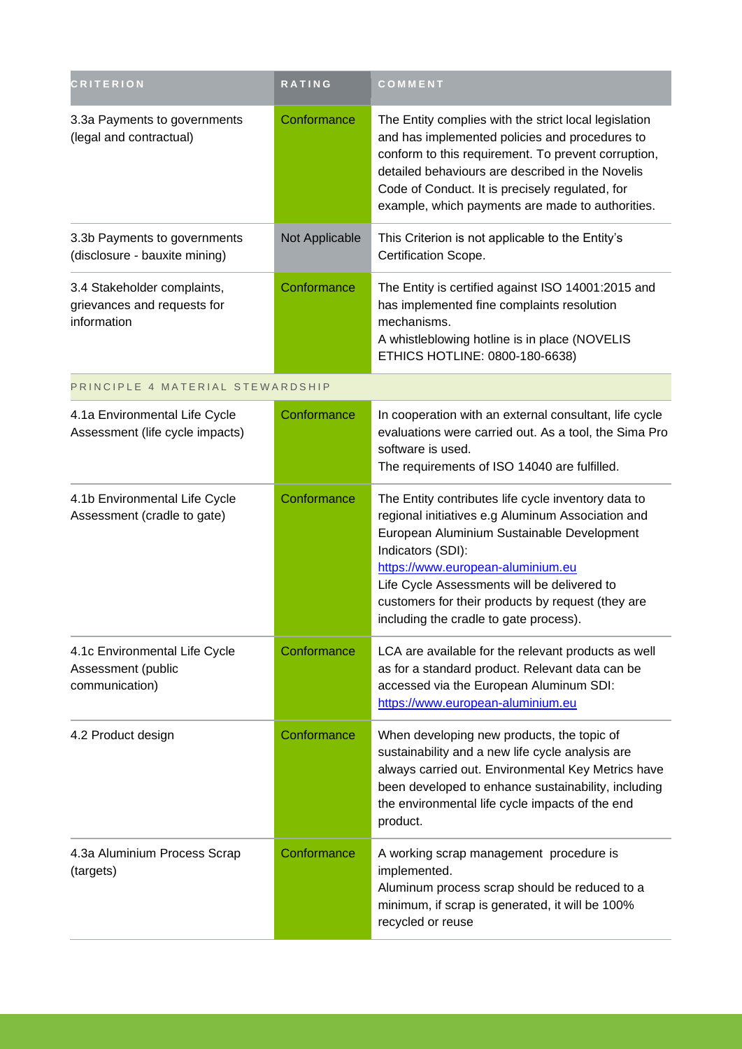| CRITERION | RATING | COMMENT |
|---|---|---|
| 3.3a Payments to governments (legal and contractual) | Conformance | The Entity complies with the strict local legislation and has implemented policies and procedures to conform to this requirement. To prevent corruption, detailed behaviours are described in the Novelis Code of Conduct. It is precisely regulated, for example, which payments are made to authorities. |
| 3.3b Payments to governments (disclosure - bauxite mining) | Not Applicable | This Criterion is not applicable to the Entity's Certification Scope. |
| 3.4 Stakeholder complaints, grievances and requests for information | Conformance | The Entity is certified against ISO 14001:2015 and has implemented fine complaints resolution mechanisms.<br>A whistleblowing hotline is in place (NOVELIS ETHICS HOTLINE: 0800-180-6638) |
| PRINCIPLE 4 MATERIAL STEWARDSHIP | | |
| 4.1a Environmental Life Cycle Assessment (life cycle impacts) | Conformance | In cooperation with an external consultant, life cycle evaluations were carried out. As a tool, the Sima Pro software is used.<br>The requirements of ISO 14040 are fulfilled. |
| 4.1b Environmental Life Cycle Assessment (cradle to gate) | Conformance | The Entity contributes life cycle inventory data to regional initiatives e.g Aluminum Association and European Aluminium Sustainable Development Indicators (SDI):<br>https://www.european-aluminium.eu<br>Life Cycle Assessments will be delivered to customers for their products by request (they are including the cradle to gate process). |
| 4.1c Environmental Life Cycle Assessment (public communication) | Conformance | LCA are available for the relevant products as well as for a standard product. Relevant data can be accessed via the European Aluminum SDI:<br>https://www.european-aluminium.eu |
| 4.2 Product design | Conformance | When developing new products, the topic of sustainability and a new life cycle analysis are always carried out. Environmental Key Metrics have been developed to enhance sustainability, including the environmental life cycle impacts of the end product. |
| 4.3a Aluminium Process Scrap (targets) | Conformance | A working scrap management procedure is implemented.<br>Aluminum process scrap should be reduced to a minimum, if scrap is generated, it will be 100% recycled or reuse |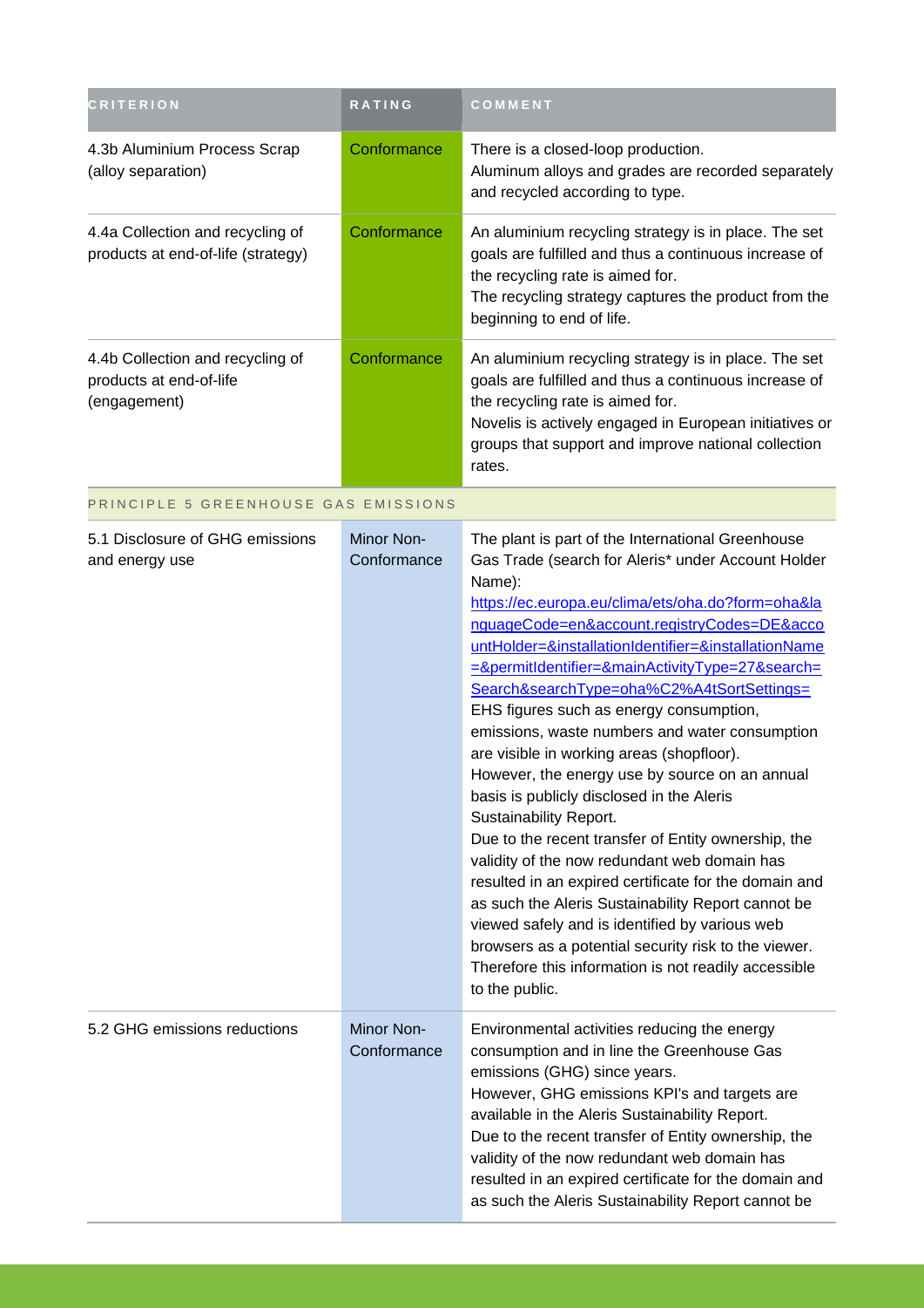| CRITERION | RATING | COMMENT |
|---|---|---|
| 4.3b Aluminium Process Scrap (alloy separation) | Conformance | There is a closed-loop production.<br>Aluminum alloys and grades are recorded separately and recycled according to type. |
| 4.4a Collection and recycling of products at end-of-life (strategy) | Conformance | An aluminium recycling strategy is in place. The set goals are fulfilled and thus a continuous increase of the recycling rate is aimed for.<br>The recycling strategy captures the product from the beginning to end of life. |
| 4.4b Collection and recycling of products at end-of-life (engagement) | Conformance | An aluminium recycling strategy is in place. The set goals are fulfilled and thus a continuous increase of the recycling rate is aimed for.<br>Novelis is actively engaged in European initiatives or groups that support and improve national collection rates. |
| PRINCIPLE 5 GREENHOUSE GAS EMISSIONS | | |
| 5.1 Disclosure of GHG emissions and energy use | Minor Non-Conformance | The plant is part of the International Greenhouse Gas Trade (search for Aleris* under Account Holder Name):<br>https://ec.europa.eu/clima/ets/oha.do?form=oha&languageCode=en&account.registryCodes=DE&accountHolder=&installationIdentifier=&installationName=&permitIdentifier=&mainActivityType=27&search=Search&searchType=oha%C2%A4tSortSettings=<br>EHS figures such as energy consumption, emissions, waste numbers and water consumption are visible in working areas (shopfloor).<br>However, the energy use by source on an annual basis is publicly disclosed in the Aleris Sustainability Report.<br>Due to the recent transfer of Entity ownership, the validity of the now redundant web domain has resulted in an expired certificate for the domain and as such the Aleris Sustainability Report cannot be viewed safely and is identified by various web browsers as a potential security risk to the viewer. Therefore this information is not readily accessible to the public. |
| 5.2 GHG emissions reductions | Minor Non-Conformance | Environmental activities reducing the energy consumption and in line the Greenhouse Gas emissions (GHG) since years.<br>However, GHG emissions KPI's and targets are available in the Aleris Sustainability Report.<br>Due to the recent transfer of Entity ownership, the validity of the now redundant web domain has resulted in an expired certificate for the domain and as such the Aleris Sustainability Report cannot be |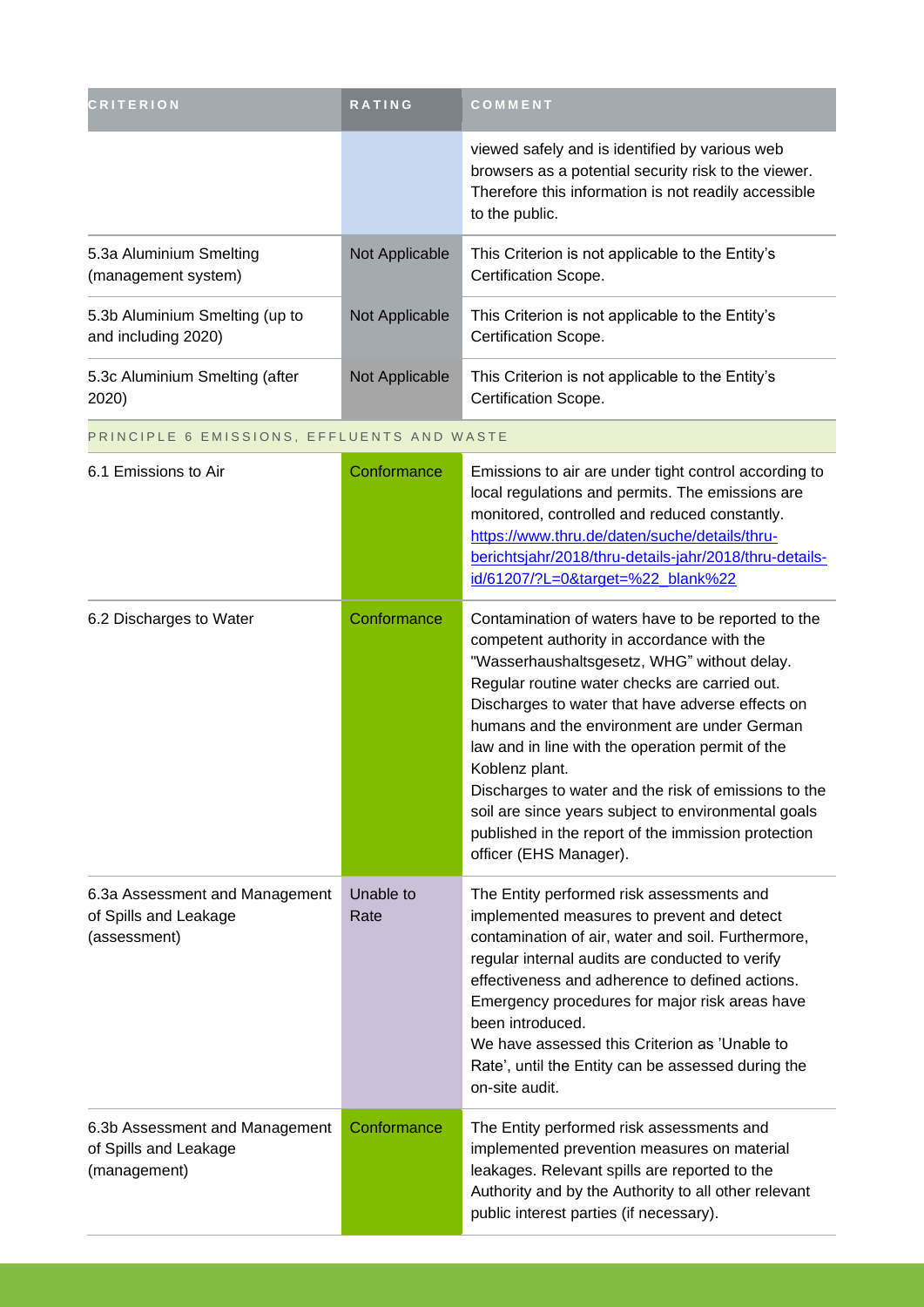| CRITERION | RATING | COMMENT |
|---|---|---|
| | | viewed safely and is identified by various web browsers as a potential security risk to the viewer. Therefore this information is not readily accessible to the public. |
| 5.3a Aluminium Smelting (management system) | Not Applicable | This Criterion is not applicable to the Entity's Certification Scope. |
| 5.3b Aluminium Smelting (up to and including 2020) | Not Applicable | This Criterion is not applicable to the Entity's Certification Scope. |
| 5.3c Aluminium Smelting (after 2020) | Not Applicable | This Criterion is not applicable to the Entity's Certification Scope. |
| PRINCIPLE 6 EMISSIONS, EFFLUENTS AND WASTE | | |
| 6.1 Emissions to Air | Conformance | Emissions to air are under tight control according to local regulations and permits. The emissions are monitored, controlled and reduced constantly. https://www.thru.de/daten/suche/details/thru-berichtsjahr/2018/thru-details-jahr/2018/thru-details-id/61207/?L=0&target=%22_blank%22 |
| 6.2 Discharges to Water | Conformance | Contamination of waters have to be reported to the competent authority in accordance with the "Wasserhaushaltsgesetz, WHG" without delay. Regular routine water checks are carried out. Discharges to water that have adverse effects on humans and the environment are under German law and in line with the operation permit of the Koblenz plant. Discharges to water and the risk of emissions to the soil are since years subject to environmental goals published in the report of the immission protection officer (EHS Manager). |
| 6.3a Assessment and Management of Spills and Leakage (assessment) | Unable to Rate | The Entity performed risk assessments and implemented measures to prevent and detect contamination of air, water and soil. Furthermore, regular internal audits are conducted to verify effectiveness and adherence to defined actions. Emergency procedures for major risk areas have been introduced. We have assessed this Criterion as 'Unable to Rate', until the Entity can be assessed during the on-site audit. |
| 6.3b Assessment and Management of Spills and Leakage (management) | Conformance | The Entity performed risk assessments and implemented prevention measures on material leakages. Relevant spills are reported to the Authority and by the Authority to all other relevant public interest parties (if necessary). |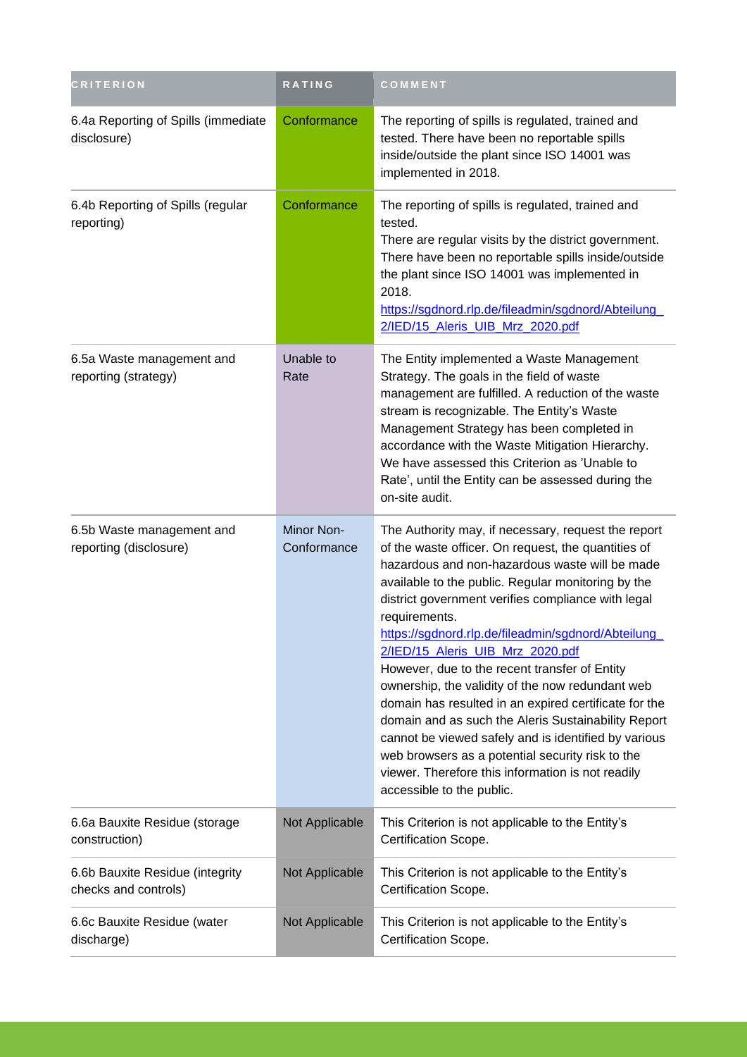| CRITERION | RATING | COMMENT |
| --- | --- | --- |
| 6.4a Reporting of Spills (immediate disclosure) | Conformance | The reporting of spills is regulated, trained and tested. There have been no reportable spills inside/outside the plant since ISO 14001 was implemented in 2018. |
| 6.4b Reporting of Spills (regular reporting) | Conformance | The reporting of spills is regulated, trained and tested.<br>There are regular visits by the district government. There have been no reportable spills inside/outside the plant since ISO 14001 was implemented in 2018.<br>https://sgdnord.rlp.de/fileadmin/sgdnord/Abteilung_2/IED/15_Aleris_UIB_Mrz_2020.pdf |
| 6.5a Waste management and reporting (strategy) | Unable to Rate | The Entity implemented a Waste Management Strategy. The goals in the field of waste management are fulfilled. A reduction of the waste stream is recognizable. The Entity's Waste Management Strategy has been completed in accordance with the Waste Mitigation Hierarchy. We have assessed this Criterion as 'Unable to Rate', until the Entity can be assessed during the on-site audit. |
| 6.5b Waste management and reporting (disclosure) | Minor Non-Conformance | The Authority may, if necessary, request the report of the waste officer. On request, the quantities of hazardous and non-hazardous waste will be made available to the public. Regular monitoring by the district government verifies compliance with legal requirements.<br>https://sgdnord.rlp.de/fileadmin/sgdnord/Abteilung_2/IED/15_Aleris_UIB_Mrz_2020.pdf<br>However, due to the recent transfer of Entity ownership, the validity of the now redundant web domain has resulted in an expired certificate for the domain and as such the Aleris Sustainability Report cannot be viewed safely and is identified by various web browsers as a potential security risk to the viewer. Therefore this information is not readily accessible to the public. |
| 6.6a Bauxite Residue (storage construction) | Not Applicable | This Criterion is not applicable to the Entity's Certification Scope. |
| 6.6b Bauxite Residue (integrity checks and controls) | Not Applicable | This Criterion is not applicable to the Entity's Certification Scope. |
| 6.6c Bauxite Residue (water discharge) | Not Applicable | This Criterion is not applicable to the Entity's Certification Scope. |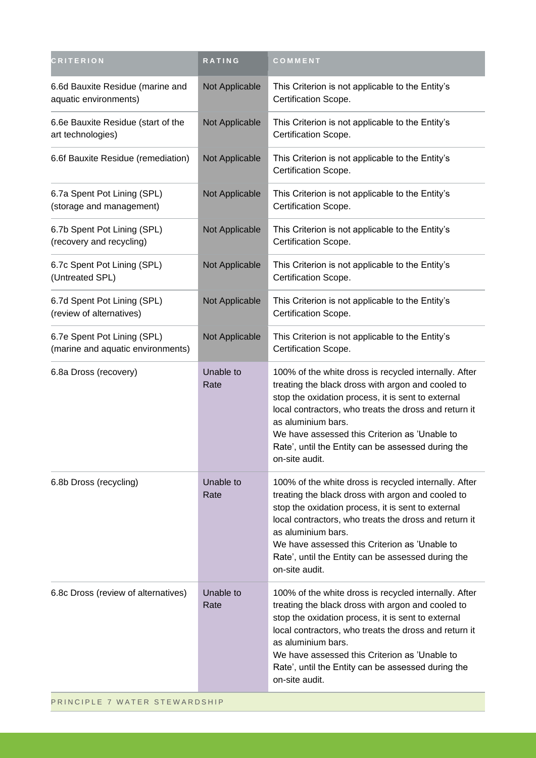| CRITERION | RATING | COMMENT |
|---|---|---|
| 6.6d Bauxite Residue (marine and aquatic environments) | Not Applicable | This Criterion is not applicable to the Entity's Certification Scope. |
| 6.6e Bauxite Residue (start of the art technologies) | Not Applicable | This Criterion is not applicable to the Entity's Certification Scope. |
| 6.6f Bauxite Residue (remediation) | Not Applicable | This Criterion is not applicable to the Entity's Certification Scope. |
| 6.7a Spent Pot Lining (SPL) (storage and management) | Not Applicable | This Criterion is not applicable to the Entity's Certification Scope. |
| 6.7b Spent Pot Lining (SPL) (recovery and recycling) | Not Applicable | This Criterion is not applicable to the Entity's Certification Scope. |
| 6.7c Spent Pot Lining (SPL) (Untreated SPL) | Not Applicable | This Criterion is not applicable to the Entity's Certification Scope. |
| 6.7d Spent Pot Lining (SPL) (review of alternatives) | Not Applicable | This Criterion is not applicable to the Entity's Certification Scope. |
| 6.7e Spent Pot Lining (SPL) (marine and aquatic environments) | Not Applicable | This Criterion is not applicable to the Entity's Certification Scope. |
| 6.8a Dross (recovery) | Unable to Rate | 100% of the white dross is recycled internally. After treating the black dross with argon and cooled to stop the oxidation process, it is sent to external local contractors, who treats the dross and return it as aluminium bars.<br>We have assessed this Criterion as 'Unable to Rate', until the Entity can be assessed during the on-site audit. |
| 6.8b Dross (recycling) | Unable to Rate | 100% of the white dross is recycled internally. After treating the black dross with argon and cooled to stop the oxidation process, it is sent to external local contractors, who treats the dross and return it as aluminium bars.<br>We have assessed this Criterion as 'Unable to Rate', until the Entity can be assessed during the on-site audit. |
| 6.8c Dross (review of alternatives) | Unable to Rate | 100% of the white dross is recycled internally. After treating the black dross with argon and cooled to stop the oxidation process, it is sent to external local contractors, who treats the dross and return it as aluminium bars.<br>We have assessed this Criterion as 'Unable to Rate', until the Entity can be assessed during the on-site audit. |
| PRINCIPLE 7 WATER STEWARDSHIP | | |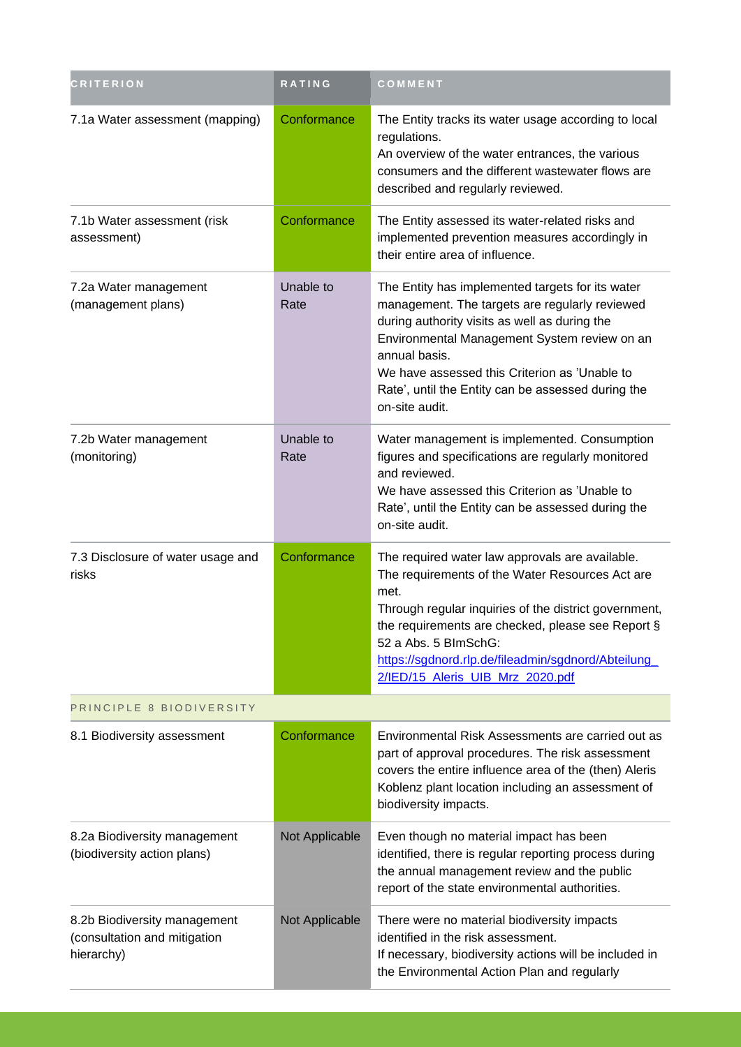| CRITERION | RATING | COMMENT |
| --- | --- | --- |
| 7.1a Water assessment (mapping) | Conformance | The Entity tracks its water usage according to local regulations.<br>An overview of the water entrances, the various consumers and the different wastewater flows are described and regularly reviewed. |
| 7.1b Water assessment (risk assessment) | Conformance | The Entity assessed its water-related risks and implemented prevention measures accordingly in their entire area of influence. |
| 7.2a Water management (management plans) | Unable to Rate | The Entity has implemented targets for its water management. The targets are regularly reviewed during authority visits as well as during the Environmental Management System review on an annual basis.<br>We have assessed this Criterion as 'Unable to Rate', until the Entity can be assessed during the on-site audit. |
| 7.2b Water management (monitoring) | Unable to Rate | Water management is implemented. Consumption figures and specifications are regularly monitored and reviewed.<br>We have assessed this Criterion as 'Unable to Rate', until the Entity can be assessed during the on-site audit. |
| 7.3 Disclosure of water usage and risks | Conformance | The required water law approvals are available. The requirements of the Water Resources Act are met.<br>Through regular inquiries of the district government, the requirements are checked, please see Report § 52 a Abs. 5 BImSchG: https://sgdnord.rlp.de/fileadmin/sgdnord/Abteilung_2/IED/15_Aleris_UIB_Mrz_2020.pdf |
| PRINCIPLE 8 BIODIVERSITY | | |
| 8.1 Biodiversity assessment | Conformance | Environmental Risk Assessments are carried out as part of approval procedures. The risk assessment covers the entire influence area of the (then) Aleris Koblenz plant location including an assessment of biodiversity impacts. |
| 8.2a Biodiversity management (biodiversity action plans) | Not Applicable | Even though no material impact has been identified, there is regular reporting process during the annual management review and the public report of the state environmental authorities. |
| 8.2b Biodiversity management (consultation and mitigation hierarchy) | Not Applicable | There were no material biodiversity impacts identified in the risk assessment.<br>If necessary, biodiversity actions will be included in the Environmental Action Plan and regularly |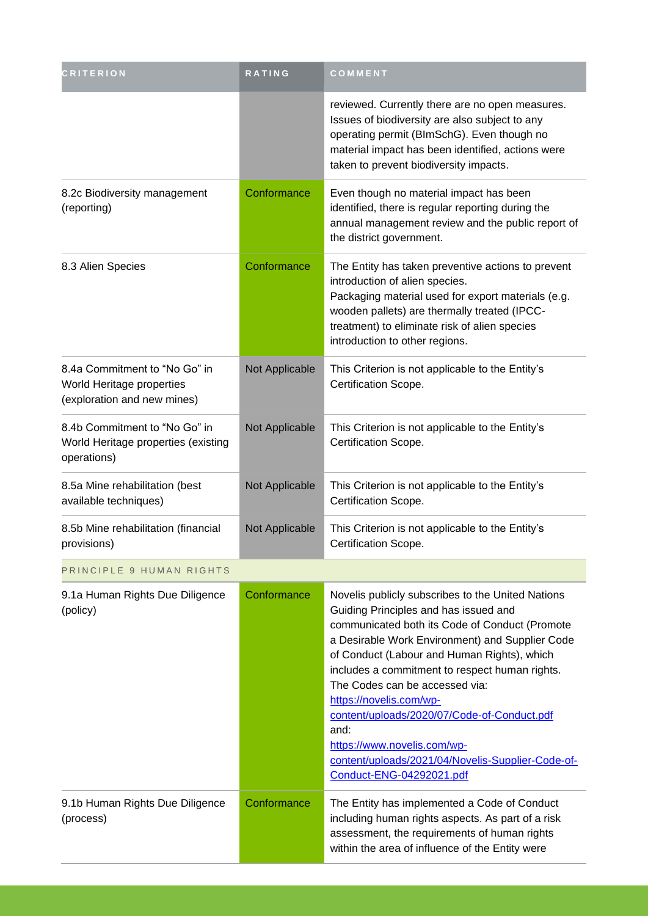| CRITERION | RATING | COMMENT |
|---|---|---|
| | | reviewed. Currently there are no open measures. Issues of biodiversity are also subject to any operating permit (BImSchG). Even though no material impact has been identified, actions were taken to prevent biodiversity impacts. |
| 8.2c Biodiversity management (reporting) | Conformance | Even though no material impact has been identified, there is regular reporting during the annual management review and the public report of the district government. |
| 8.3 Alien Species | Conformance | The Entity has taken preventive actions to prevent introduction of alien species.<br>Packaging material used for export materials (e.g. wooden pallets) are thermally treated (IPCC-treatment) to eliminate risk of alien species introduction to other regions. |
| 8.4a Commitment to "No Go" in World Heritage properties (exploration and new mines) | Not Applicable | This Criterion is not applicable to the Entity's Certification Scope. |
| 8.4b Commitment to "No Go" in World Heritage properties (existing operations) | Not Applicable | This Criterion is not applicable to the Entity's Certification Scope. |
| 8.5a Mine rehabilitation (best available techniques) | Not Applicable | This Criterion is not applicable to the Entity's Certification Scope. |
| 8.5b Mine rehabilitation (financial provisions) | Not Applicable | This Criterion is not applicable to the Entity's Certification Scope. |
| PRINCIPLE 9 HUMAN RIGHTS | | |
| 9.1a Human Rights Due Diligence (policy) | Conformance | Novelis publicly subscribes to the United Nations Guiding Principles and has issued and communicated both its Code of Conduct (Promote a Desirable Work Environment) and Supplier Code of Conduct (Labour and Human Rights), which includes a commitment to respect human rights. The Codes can be accessed via:<br>https://novelis.com/wp-content/uploads/2020/07/Code-of-Conduct.pdf<br>and:<br>https://www.novelis.com/wp-content/uploads/2021/04/Novelis-Supplier-Code-of-Conduct-ENG-04292021.pdf |
| 9.1b Human Rights Due Diligence (process) | Conformance | The Entity has implemented a Code of Conduct including human rights aspects. As part of a risk assessment, the requirements of human rights within the area of influence of the Entity were |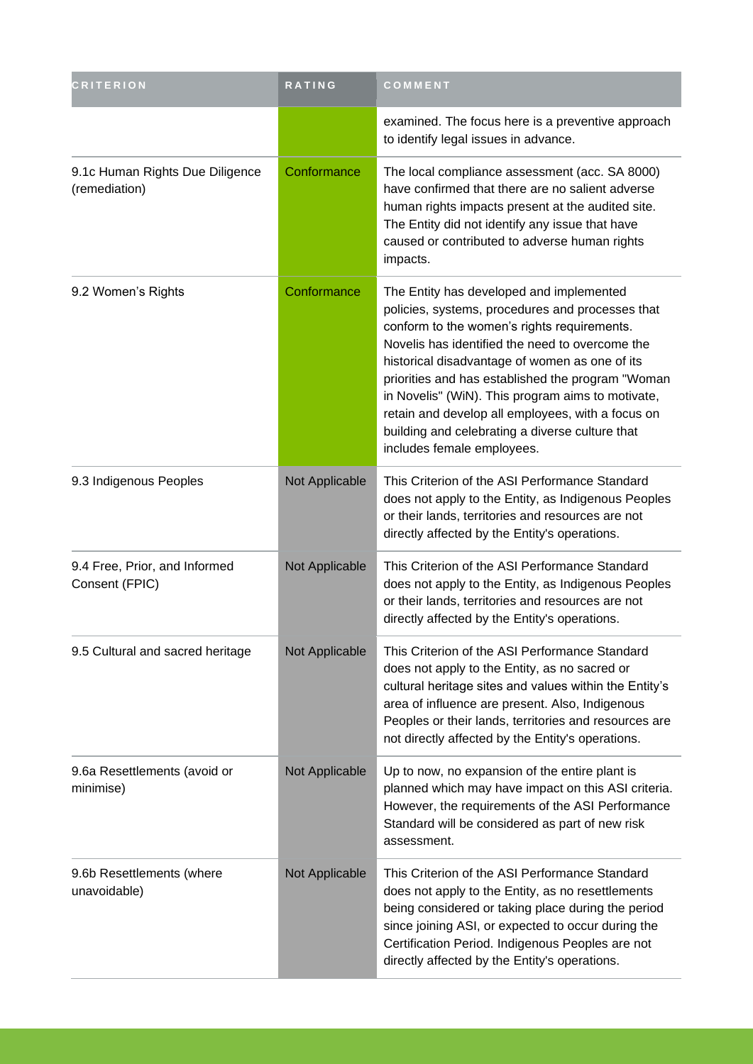| CRITERION | RATING | COMMENT |
| --- | --- | --- |
| | | examined. The focus here is a preventive approach to identify legal issues in advance. |
| 9.1c Human Rights Due Diligence (remediation) | Conformance | The local compliance assessment (acc. SA 8000) have confirmed that there are no salient adverse human rights impacts present at the audited site. The Entity did not identify any issue that have caused or contributed to adverse human rights impacts. |
| 9.2 Women's Rights | Conformance | The Entity has developed and implemented policies, systems, procedures and processes that conform to the women's rights requirements. Novelis has identified the need to overcome the historical disadvantage of women as one of its priorities and has established the program "Woman in Novelis" (WiN). This program aims to motivate, retain and develop all employees, with a focus on building and celebrating a diverse culture that includes female employees. |
| 9.3 Indigenous Peoples | Not Applicable | This Criterion of the ASI Performance Standard does not apply to the Entity, as Indigenous Peoples or their lands, territories and resources are not directly affected by the Entity's operations. |
| 9.4 Free, Prior, and Informed Consent (FPIC) | Not Applicable | This Criterion of the ASI Performance Standard does not apply to the Entity, as Indigenous Peoples or their lands, territories and resources are not directly affected by the Entity's operations. |
| 9.5 Cultural and sacred heritage | Not Applicable | This Criterion of the ASI Performance Standard does not apply to the Entity, as no sacred or cultural heritage sites and values within the Entity's area of influence are present. Also, Indigenous Peoples or their lands, territories and resources are not directly affected by the Entity's operations. |
| 9.6a Resettlements (avoid or minimise) | Not Applicable | Up to now, no expansion of the entire plant is planned which may have impact on this ASI criteria. However, the requirements of the ASI Performance Standard will be considered as part of new risk assessment. |
| 9.6b Resettlements (where unavoidable) | Not Applicable | This Criterion of the ASI Performance Standard does not apply to the Entity, as no resettlements being considered or taking place during the period since joining ASI, or expected to occur during the Certification Period. Indigenous Peoples are not directly affected by the Entity's operations. |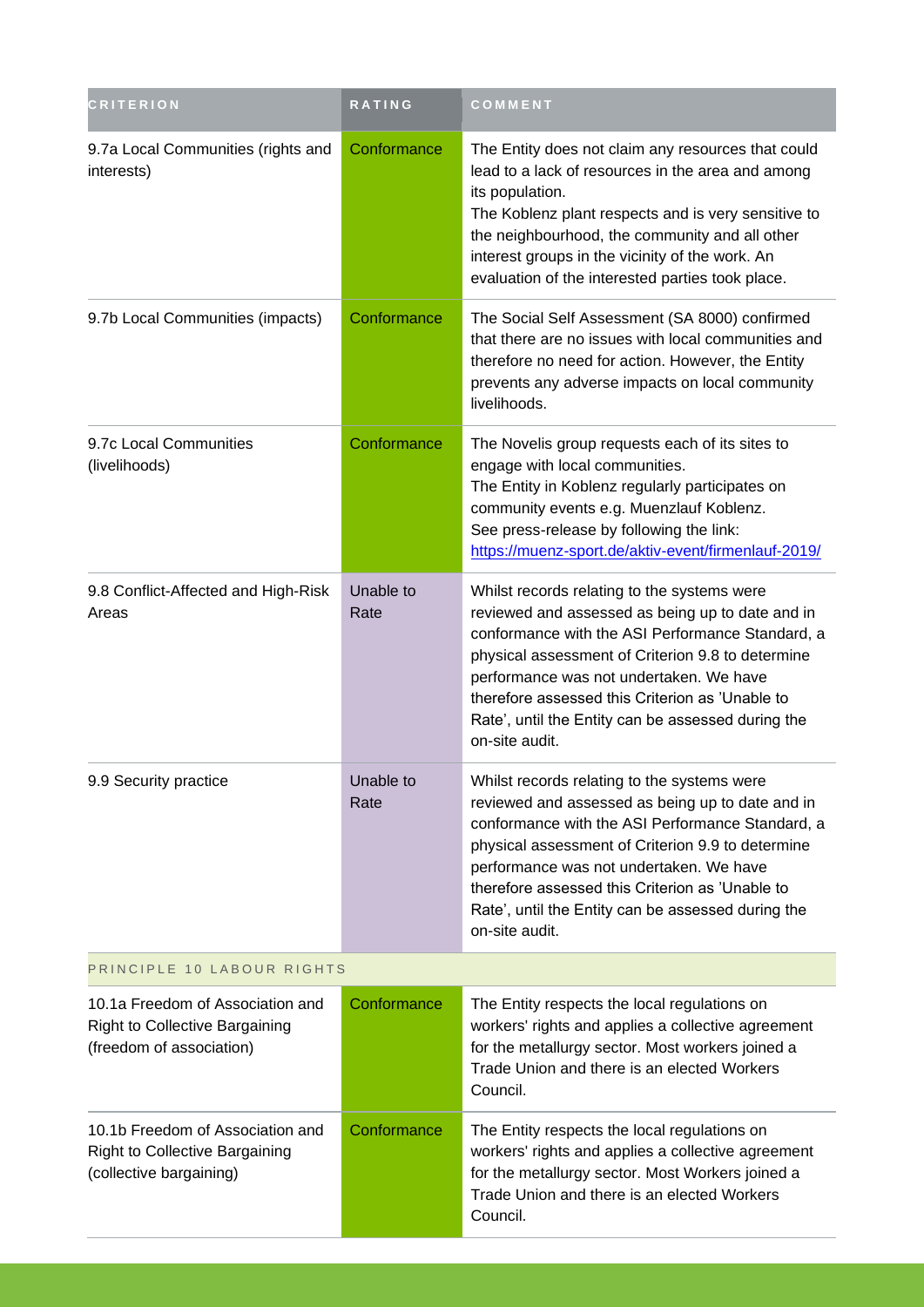| CRITERION | RATING | COMMENT |
|---|---|---|
| 9.7a Local Communities (rights and interests) | Conformance | The Entity does not claim any resources that could lead to a lack of resources in the area and among its population.<br>The Koblenz plant respects and is very sensitive to the neighbourhood, the community and all other interest groups in the vicinity of the work. An evaluation of the interested parties took place. |
| 9.7b Local Communities (impacts) | Conformance | The Social Self Assessment (SA 8000) confirmed that there are no issues with local communities and therefore no need for action. However, the Entity prevents any adverse impacts on local community livelihoods. |
| 9.7c Local Communities (livelihoods) | Conformance | The Novelis group requests each of its sites to engage with local communities.<br>The Entity in Koblenz regularly participates on community events e.g. Muenzlauf Koblenz.<br>See press-release by following the link:<br>https://muenz-sport.de/aktiv-event/firmenlauf-2019/ |
| 9.8 Conflict-Affected and High-Risk Areas | Unable to Rate | Whilst records relating to the systems were reviewed and assessed as being up to date and in conformance with the ASI Performance Standard, a physical assessment of Criterion 9.8 to determine performance was not undertaken. We have therefore assessed this Criterion as 'Unable to Rate', until the Entity can be assessed during the on-site audit. |
| 9.9 Security practice | Unable to Rate | Whilst records relating to the systems were reviewed and assessed as being up to date and in conformance with the ASI Performance Standard, a physical assessment of Criterion 9.9 to determine performance was not undertaken. We have therefore assessed this Criterion as 'Unable to Rate', until the Entity can be assessed during the on-site audit. |
| PRINCIPLE 10 LABOUR RIGHTS | | |
| 10.1a Freedom of Association and Right to Collective Bargaining (freedom of association) | Conformance | The Entity respects the local regulations on workers' rights and applies a collective agreement for the metallurgy sector. Most workers joined a Trade Union and there is an elected Workers Council. |
| 10.1b Freedom of Association and Right to Collective Bargaining (collective bargaining) | Conformance | The Entity respects the local regulations on workers' rights and applies a collective agreement for the metallurgy sector. Most Workers joined a Trade Union and there is an elected Workers Council. |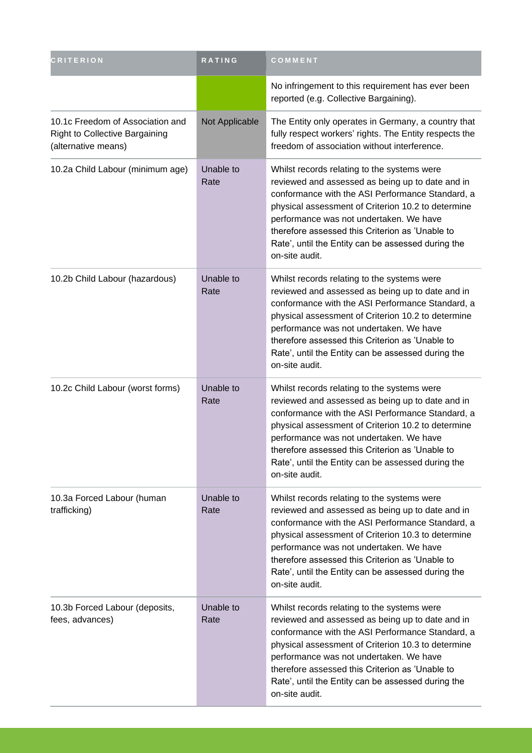| CRITERION | RATING | COMMENT |
| --- | --- | --- |
| | | No infringement to this requirement has ever been reported (e.g. Collective Bargaining). |
| 10.1c Freedom of Association and Right to Collective Bargaining (alternative means) | Not Applicable | The Entity only operates in Germany, a country that fully respect workers' rights. The Entity respects the freedom of association without interference. |
| 10.2a Child Labour (minimum age) | Unable to Rate | Whilst records relating to the systems were reviewed and assessed as being up to date and in conformance with the ASI Performance Standard, a physical assessment of Criterion 10.2 to determine performance was not undertaken. We have therefore assessed this Criterion as 'Unable to Rate', until the Entity can be assessed during the on-site audit. |
| 10.2b Child Labour (hazardous) | Unable to Rate | Whilst records relating to the systems were reviewed and assessed as being up to date and in conformance with the ASI Performance Standard, a physical assessment of Criterion 10.2 to determine performance was not undertaken. We have therefore assessed this Criterion as 'Unable to Rate', until the Entity can be assessed during the on-site audit. |
| 10.2c Child Labour (worst forms) | Unable to Rate | Whilst records relating to the systems were reviewed and assessed as being up to date and in conformance with the ASI Performance Standard, a physical assessment of Criterion 10.2 to determine performance was not undertaken. We have therefore assessed this Criterion as 'Unable to Rate', until the Entity can be assessed during the on-site audit. |
| 10.3a Forced Labour (human trafficking) | Unable to Rate | Whilst records relating to the systems were reviewed and assessed as being up to date and in conformance with the ASI Performance Standard, a physical assessment of Criterion 10.3 to determine performance was not undertaken. We have therefore assessed this Criterion as 'Unable to Rate', until the Entity can be assessed during the on-site audit. |
| 10.3b Forced Labour (deposits, fees, advances) | Unable to Rate | Whilst records relating to the systems were reviewed and assessed as being up to date and in conformance with the ASI Performance Standard, a physical assessment of Criterion 10.3 to determine performance was not undertaken. We have therefore assessed this Criterion as 'Unable to Rate', until the Entity can be assessed during the on-site audit. |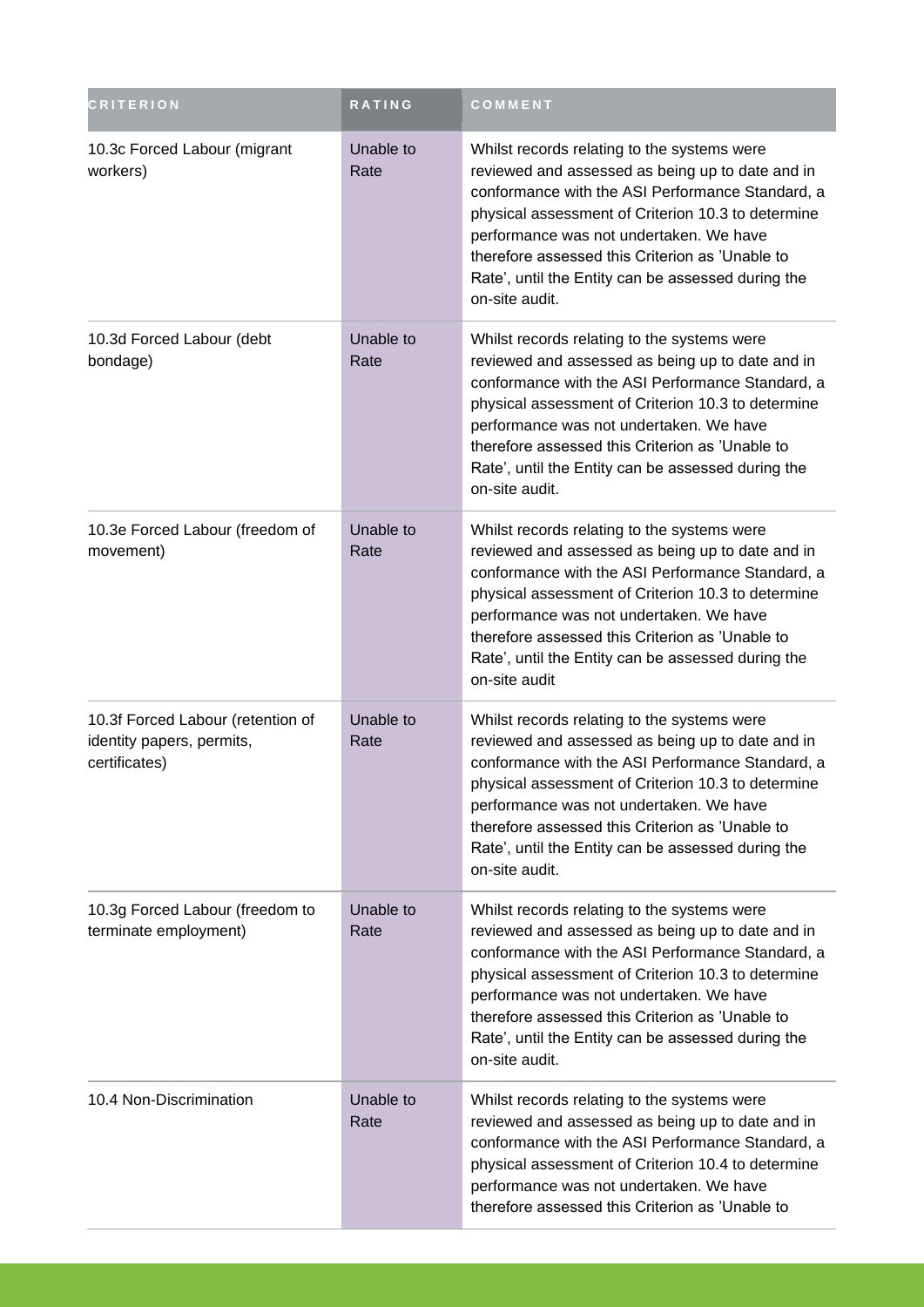| CRITERION | RATING | COMMENT |
|---|---|---|
| 10.3c Forced Labour (migrant workers) | Unable to Rate | Whilst records relating to the systems were reviewed and assessed as being up to date and in conformance with the ASI Performance Standard, a physical assessment of Criterion 10.3 to determine performance was not undertaken. We have therefore assessed this Criterion as 'Unable to Rate', until the Entity can be assessed during the on-site audit. |
| 10.3d Forced Labour (debt bondage) | Unable to Rate | Whilst records relating to the systems were reviewed and assessed as being up to date and in conformance with the ASI Performance Standard, a physical assessment of Criterion 10.3 to determine performance was not undertaken. We have therefore assessed this Criterion as 'Unable to Rate', until the Entity can be assessed during the on-site audit. |
| 10.3e Forced Labour (freedom of movement) | Unable to Rate | Whilst records relating to the systems were reviewed and assessed as being up to date and in conformance with the ASI Performance Standard, a physical assessment of Criterion 10.3 to determine performance was not undertaken. We have therefore assessed this Criterion as 'Unable to Rate', until the Entity can be assessed during the on-site audit |
| 10.3f Forced Labour (retention of identity papers, permits, certificates) | Unable to Rate | Whilst records relating to the systems were reviewed and assessed as being up to date and in conformance with the ASI Performance Standard, a physical assessment of Criterion 10.3 to determine performance was not undertaken. We have therefore assessed this Criterion as 'Unable to Rate', until the Entity can be assessed during the on-site audit. |
| 10.3g Forced Labour (freedom to terminate employment) | Unable to Rate | Whilst records relating to the systems were reviewed and assessed as being up to date and in conformance with the ASI Performance Standard, a physical assessment of Criterion 10.3 to determine performance was not undertaken. We have therefore assessed this Criterion as 'Unable to Rate', until the Entity can be assessed during the on-site audit. |
| 10.4 Non-Discrimination | Unable to Rate | Whilst records relating to the systems were reviewed and assessed as being up to date and in conformance with the ASI Performance Standard, a physical assessment of Criterion 10.4 to determine performance was not undertaken. We have therefore assessed this Criterion as 'Unable to |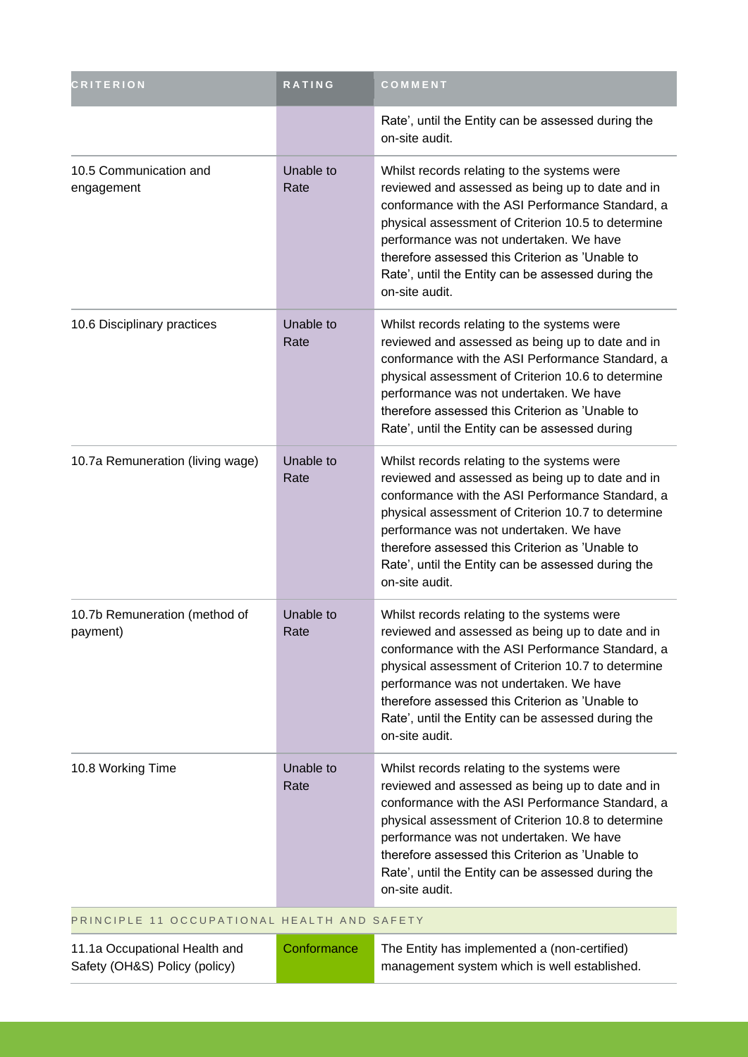| CRITERION | RATING | COMMENT |
| --- | --- | --- |
| | | Rate', until the Entity can be assessed during the on-site audit. |
| 10.5 Communication and engagement | Unable to Rate | Whilst records relating to the systems were reviewed and assessed as being up to date and in conformance with the ASI Performance Standard, a physical assessment of Criterion 10.5 to determine performance was not undertaken. We have therefore assessed this Criterion as 'Unable to Rate', until the Entity can be assessed during the on-site audit. |
| 10.6 Disciplinary practices | Unable to Rate | Whilst records relating to the systems were reviewed and assessed as being up to date and in conformance with the ASI Performance Standard, a physical assessment of Criterion 10.6 to determine performance was not undertaken. We have therefore assessed this Criterion as 'Unable to Rate', until the Entity can be assessed during |
| 10.7a Remuneration (living wage) | Unable to Rate | Whilst records relating to the systems were reviewed and assessed as being up to date and in conformance with the ASI Performance Standard, a physical assessment of Criterion 10.7 to determine performance was not undertaken. We have therefore assessed this Criterion as 'Unable to Rate', until the Entity can be assessed during the on-site audit. |
| 10.7b Remuneration (method of payment) | Unable to Rate | Whilst records relating to the systems were reviewed and assessed as being up to date and in conformance with the ASI Performance Standard, a physical assessment of Criterion 10.7 to determine performance was not undertaken. We have therefore assessed this Criterion as 'Unable to Rate', until the Entity can be assessed during the on-site audit. |
| 10.8 Working Time | Unable to Rate | Whilst records relating to the systems were reviewed and assessed as being up to date and in conformance with the ASI Performance Standard, a physical assessment of Criterion 10.8 to determine performance was not undertaken. We have therefore assessed this Criterion as 'Unable to Rate', until the Entity can be assessed during the on-site audit. |
| PRINCIPLE 11 OCCUPATIONAL HEALTH AND SAFETY | | |
| 11.1a Occupational Health and Safety (OH&S) Policy (policy) | Conformance | The Entity has implemented a (non-certified) management system which is well established. |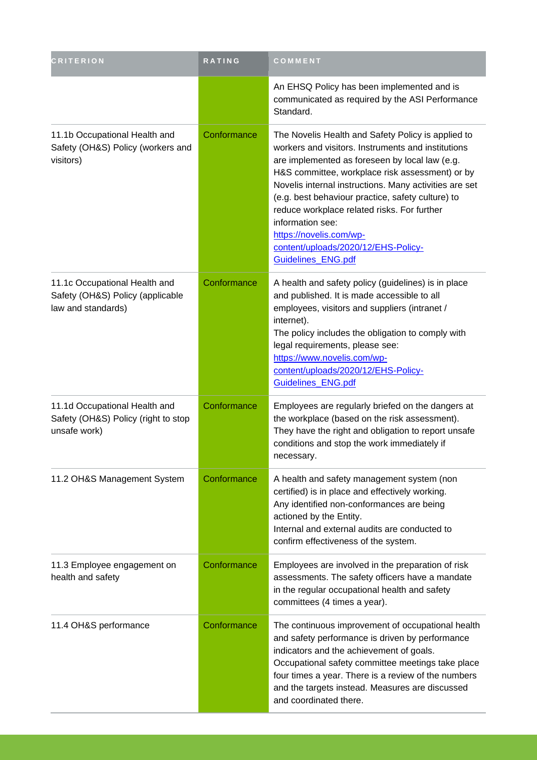| CRITERION | RATING | COMMENT |
| --- | --- | --- |
| | | An EHSQ Policy has been implemented and is communicated as required by the ASI Performance Standard. |
| 11.1b Occupational Health and Safety (OH&S) Policy (workers and visitors) | Conformance | The Novelis Health and Safety Policy is applied to workers and visitors. Instruments and institutions are implemented as foreseen by local law (e.g. H&S committee, workplace risk assessment) or by Novelis internal instructions. Many activities are set (e.g. best behaviour practice, safety culture) to reduce workplace related risks. For further information see: [https://novelis.com/wp-content/uploads/2020/12/EHS-Policy-Guidelines_ENG.pdf](https://novelis.com/wp-content/uploads/2020/12/EHS-Policy-Guidelines_ENG.pdf) |
| 11.1c Occupational Health and Safety (OH&S) Policy (applicable law and standards) | Conformance | A health and safety policy (guidelines) is in place and published. It is made accessible to all employees, visitors and suppliers (intranet / internet). The policy includes the obligation to comply with legal requirements, please see: [https://www.novelis.com/wp-content/uploads/2020/12/EHS-Policy-Guidelines_ENG.pdf](https://www.novelis.com/wp-content/uploads/2020/12/EHS-Policy-Guidelines_ENG.pdf) |
| 11.1d Occupational Health and Safety (OH&S) Policy (right to stop unsafe work) | Conformance | Employees are regularly briefed on the dangers at the workplace (based on the risk assessment). They have the right and obligation to report unsafe conditions and stop the work immediately if necessary. |
| 11.2 OH&S Management System | Conformance | A health and safety management system (non certified) is in place and effectively working. Any identified non-conformances are being actioned by the Entity. Internal and external audits are conducted to confirm effectiveness of the system. |
| 11.3 Employee engagement on health and safety | Conformance | Employees are involved in the preparation of risk assessments. The safety officers have a mandate in the regular occupational health and safety committees (4 times a year). |
| 11.4 OH&S performance | Conformance | The continuous improvement of occupational health and safety performance is driven by performance indicators and the achievement of goals. Occupational safety committee meetings take place four times a year. There is a review of the numbers and the targets instead. Measures are discussed and coordinated there. |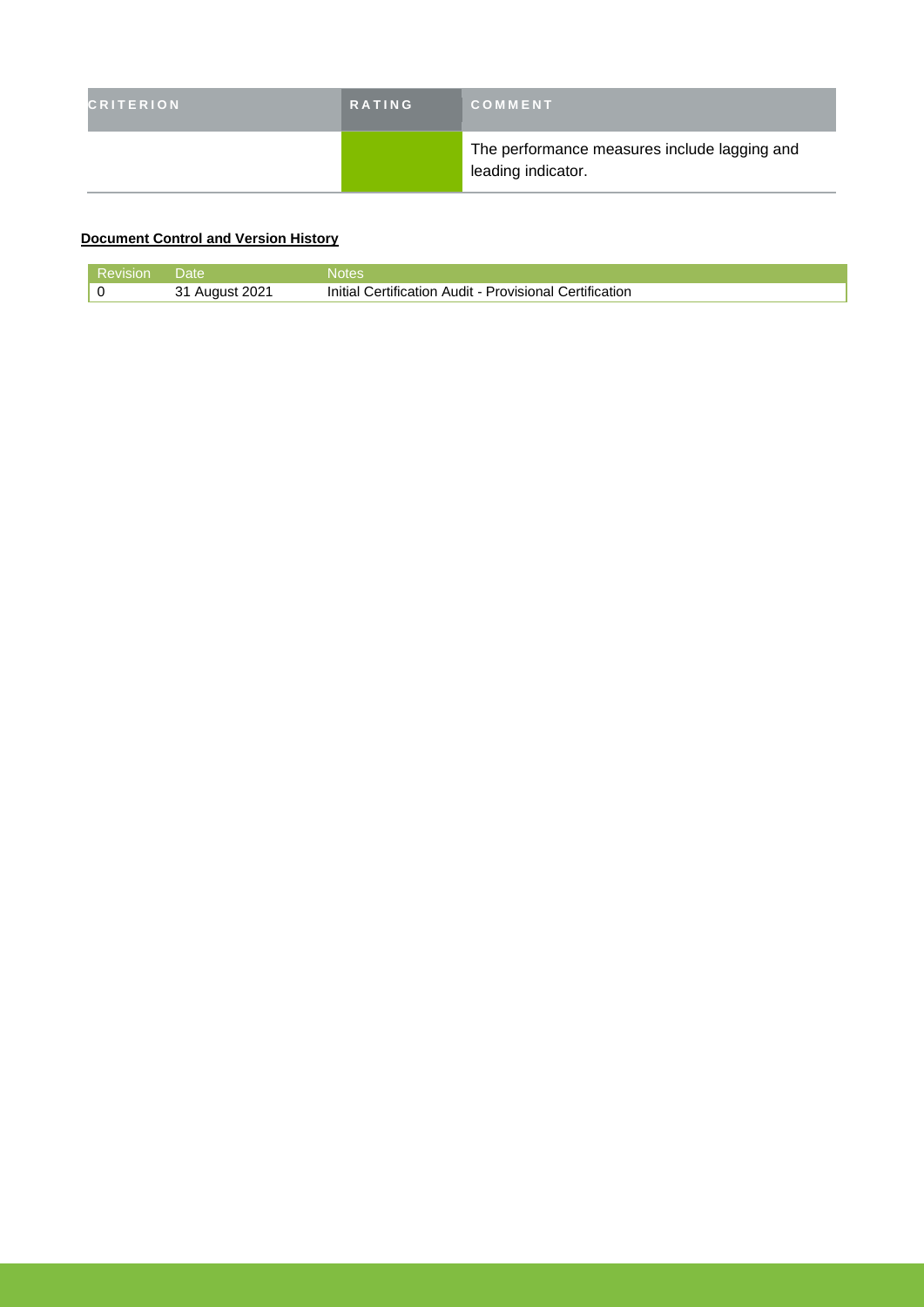| CRITERION | RATING | COMMENT |
|---|---|---|
| | | The performance measures include lagging and leading indicator. |

**Document Control and Version History**

| Revision | Date | Notes |
|---|---|---|
| 0 | 31 August 2021 | Initial Certification Audit - Provisional Certification |